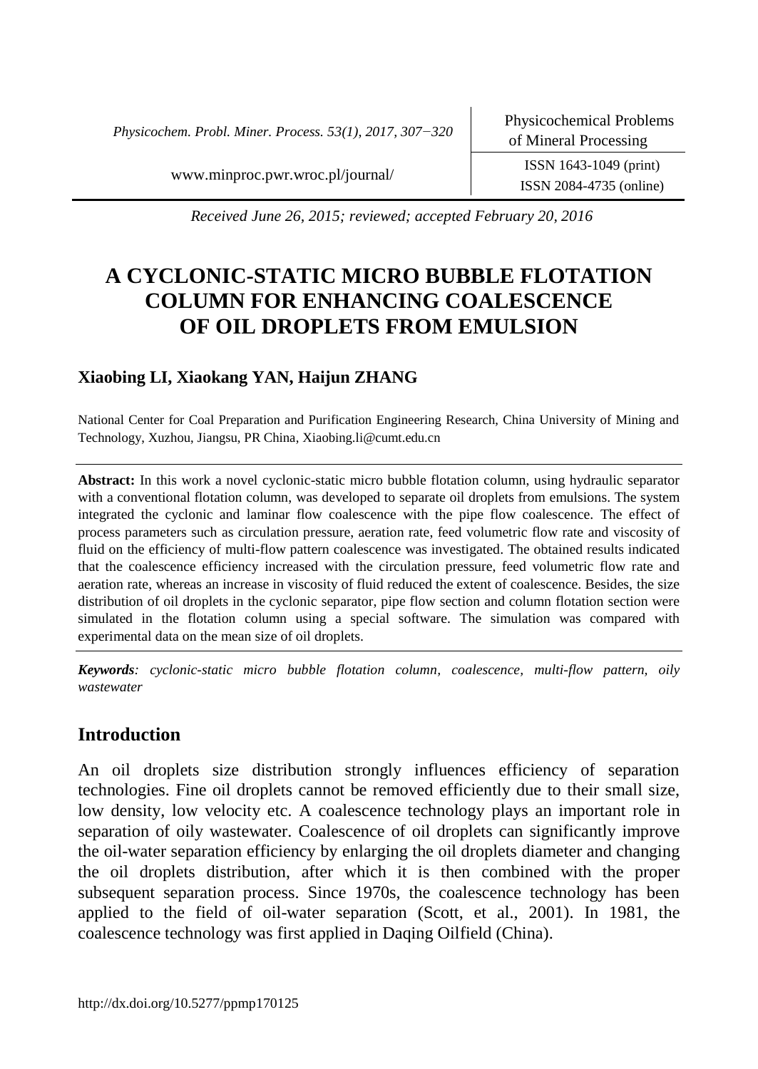Received June 26, 2015; reviewed; accepted February 20, 2016

# A CYCLONIC-STATIC MICRO BUBBLE FLOTATION COLUMN FOR ENHANCING COALESCENCE OF OIL DROPLETS FROM EMULSION

**Xiaobing LI, Xiaokang YAN, Haijun ZHANG**

National Center for Coal Preparation and Purification Engineering Research, China University of Mining and Technology, Xuzhou, Jiangsu, PR China, Xiaobing.li@cumt.edu.cn

**Abstract:** In this work a novel cyclonic-static micro bubble flotation column, using hydraulic separator with a conventional flotation column, was developed to separate oil droplets from emulsions. The system integrated the cyclonic and laminar flow coalescence with the pipe flow coalescence. The effect of process parameters such as circulation pressure, aeration rate, feed volumetric flow rate and viscosity of fluid on the efficiency of multi-flow pattern coalescence was investigated. The obtained results indicated that the coalescence efficiency increased with the circulation pressure, feed volumetric flow rate and aeration rate, whereas an increase in viscosity of fluid reduced the extent of coalescence. Besides, the size distribution of oil droplets in the cyclonic separator, pipe flow section and column flotation section were simulated in the flotation column using a special software. The simulation was compared with experimental data on the mean size of oil droplets.

***Keywords**: cyclonic-static micro bubble flotation column, coalescence, multi-flow pattern, oily wastewater*

## Introduction

An oil droplets size distribution strongly influences efficiency of separation technologies. Fine oil droplets cannot be removed efficiently due to their small size, low density, low velocity etc. A coalescence technology plays an important role in separation of oily wastewater. Coalescence of oil droplets can significantly improve the oil-water separation efficiency by enlarging the oil droplets diameter and changing the oil droplets distribution, after which it is then combined with the proper subsequent separation process. Since 1970s, the coalescence technology has been applied to the field of oil-water separation (Scott, et al., 2001). In 1981, the coalescence technology was first applied in Daqing Oilfield (China).

http://dx.doi.org/10.5277/ppmp170125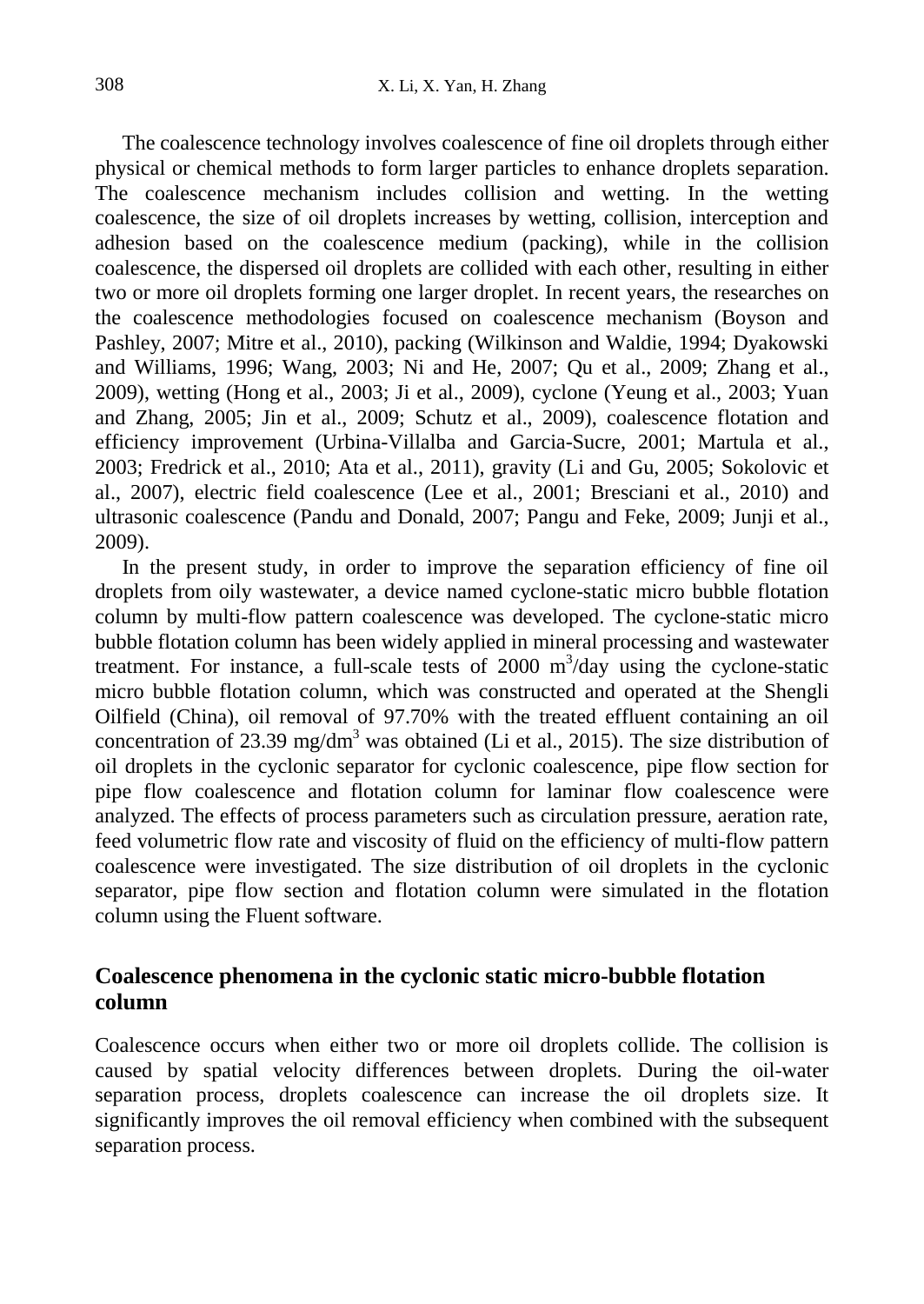The coalescence technology involves coalescence of fine oil droplets through either physical or chemical methods to form larger particles to enhance droplets separation. The coalescence mechanism includes collision and wetting. In the wetting coalescence, the size of oil droplets increases by wetting, collision, interception and adhesion based on the coalescence medium (packing), while in the collision coalescence, the dispersed oil droplets are collided with each other, resulting in either two or more oil droplets forming one larger droplet. In recent years, the researches on the coalescence methodologies focused on coalescence mechanism (Boyson and Pashley, 2007; Mitre et al., 2010), packing (Wilkinson and Waldie, 1994; Dyakowski and Williams, 1996; Wang, 2003; Ni and He, 2007; Qu et al., 2009; Zhang et al., 2009), wetting (Hong et al., 2003; Ji et al., 2009), cyclone (Yeung et al., 2003; Yuan and Zhang, 2005; Jin et al., 2009; Schutz et al., 2009), coalescence flotation and efficiency improvement (Urbina-Villalba and Garcia-Sucre, 2001; Martula et al., 2003; Fredrick et al., 2010; Ata et al., 2011), gravity (Li and Gu, 2005; Sokolovic et al., 2007), electric field coalescence (Lee et al., 2001; Bresciani et al., 2010) and ultrasonic coalescence (Pandu and Donald, 2007; Pangu and Feke, 2009; Junji et al., 2009).

In the present study, in order to improve the separation efficiency of fine oil droplets from oily wastewater, a device named cyclone-static micro bubble flotation column by multi-flow pattern coalescence was developed. The cyclone-static micro bubble flotation column has been widely applied in mineral processing and wastewater treatment. For instance, a full-scale tests of 2000 $m^3$/day using the cyclone-static micro bubble flotation column, which was constructed and operated at the Shengli Oilfield (China), oil removal of 97.70% with the treated effluent containing an oil concentration of 23.39 mg/$dm^3$ was obtained (Li et al., 2015). The size distribution of oil droplets in the cyclonic separator for cyclonic coalescence, pipe flow section for pipe flow coalescence and flotation column for laminar flow coalescence were analyzed. The effects of process parameters such as circulation pressure, aeration rate, feed volumetric flow rate and viscosity of fluid on the efficiency of multi-flow pattern coalescence were investigated. The size distribution of oil droplets in the cyclonic separator, pipe flow section and flotation column were simulated in the flotation column using the Fluent software.

## Coalescence phenomena in the cyclonic static micro-bubble flotation column

Coalescence occurs when either two or more oil droplets collide. The collision is caused by spatial velocity differences between droplets. During the oil-water separation process, droplets coalescence can increase the oil droplets size. It significantly improves the oil removal efficiency when combined with the subsequent separation process.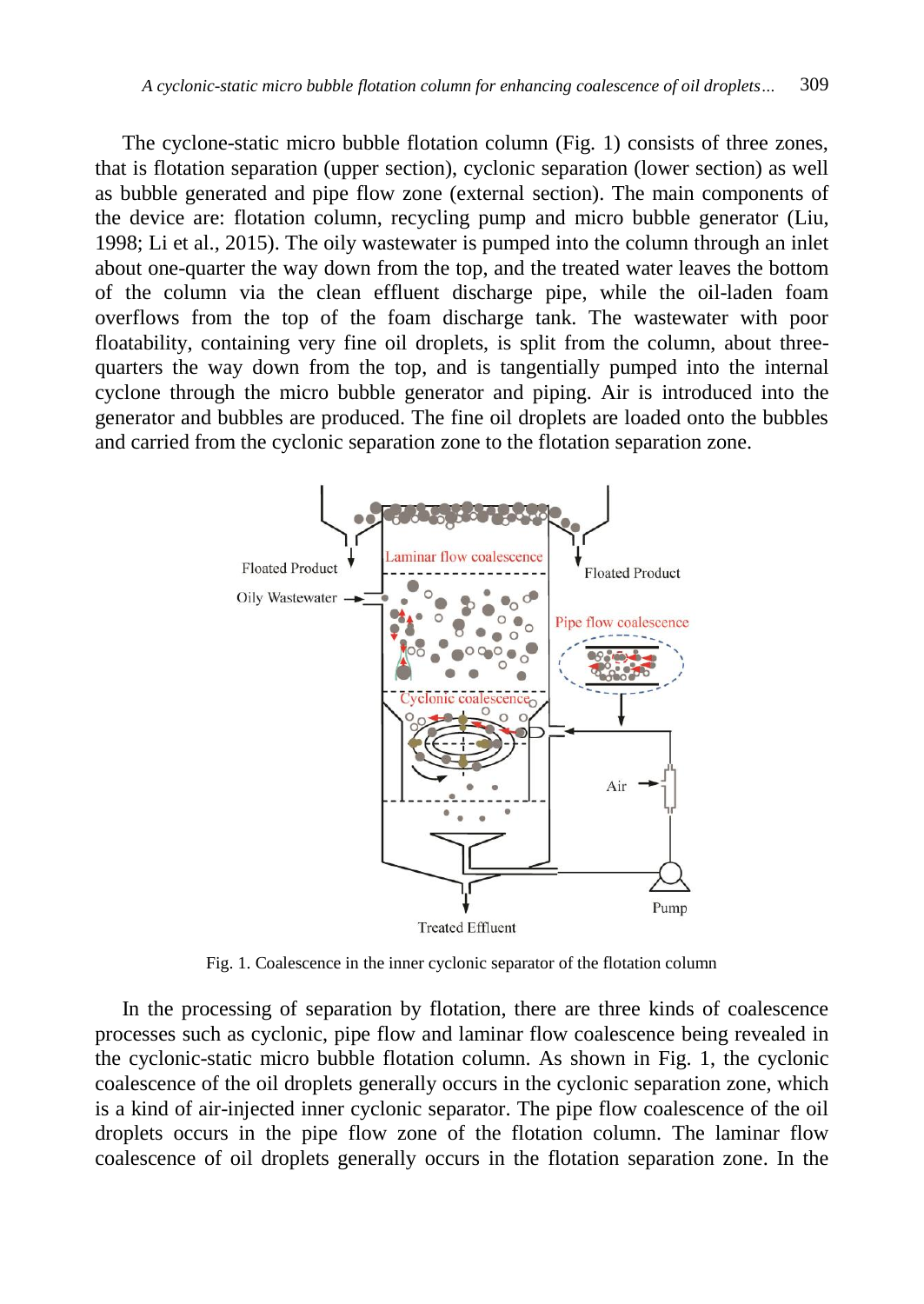The cyclone-static micro bubble flotation column (Fig. 1) consists of three zones, that is flotation separation (upper section), cyclonic separation (lower section) as well as bubble generated and pipe flow zone (external section). The main components of the device are: flotation column, recycling pump and micro bubble generator (Liu, 1998; Li et al., 2015). The oily wastewater is pumped into the column through an inlet about one-quarter the way down from the top, and the treated water leaves the bottom of the column via the clean effluent discharge pipe, while the oil-laden foam overflows from the top of the foam discharge tank. The wastewater with poor floatability, containing very fine oil droplets, is split from the column, about three-quarters the way down from the top, and is tangentially pumped into the internal cyclone through the micro bubble generator and piping. Air is introduced into the generator and bubbles are produced. The fine oil droplets are loaded onto the bubbles and carried from the cyclonic separation zone to the flotation separation zone.

Floated Product

Floated Product

Laminar flow coalescence

Oily Wastewater

Pipe flow coalescence

Cyclonic coalescence

Air

Pump

Treated Effluent

Fig. 1. Coalescence in the inner cyclonic separator of the flotation column

In the processing of separation by flotation, there are three kinds of coalescence processes such as cyclonic, pipe flow and laminar flow coalescence being revealed in the cyclonic-static micro bubble flotation column. As shown in Fig. 1, the cyclonic coalescence of the oil droplets generally occurs in the cyclonic separation zone, which is a kind of air-injected inner cyclonic separator. The pipe flow coalescence of the oil droplets occurs in the pipe flow zone of the flotation column. The laminar flow coalescence of oil droplets generally occurs in the flotation separation zone. In the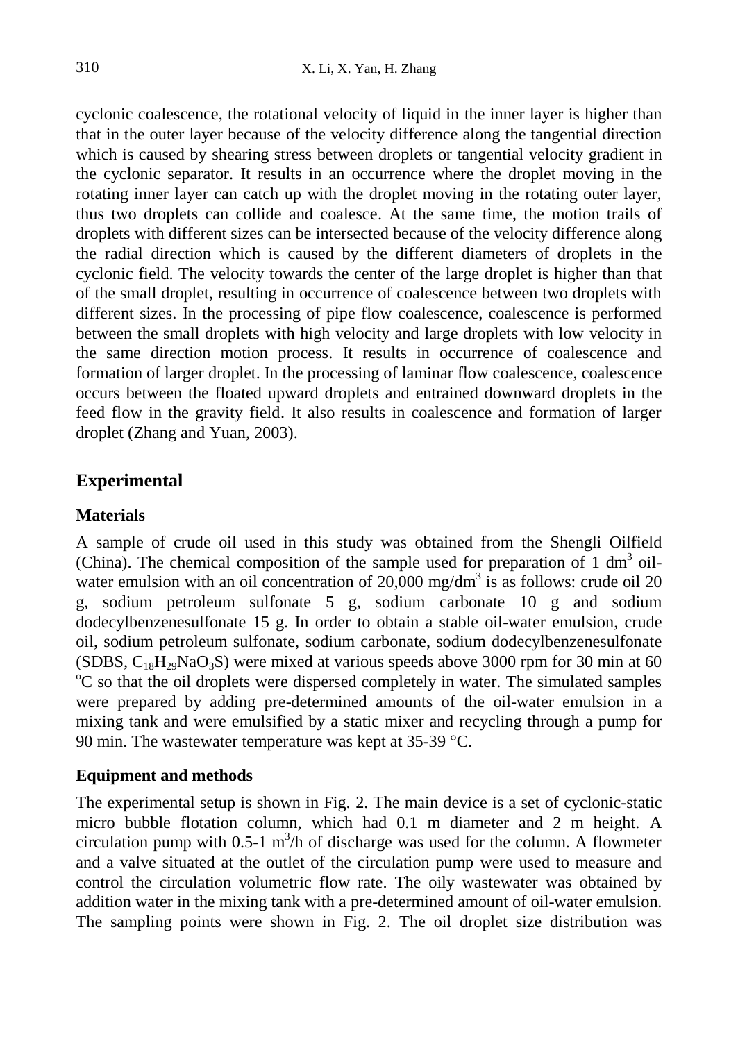cyclonic coalescence, the rotational velocity of liquid in the inner layer is higher than that in the outer layer because of the velocity difference along the tangential direction which is caused by shearing stress between droplets or tangential velocity gradient in the cyclonic separator. It results in an occurrence where the droplet moving in the rotating inner layer can catch up with the droplet moving in the rotating outer layer, thus two droplets can collide and coalesce. At the same time, the motion trails of droplets with different sizes can be intersected because of the velocity difference along the radial direction which is caused by the different diameters of droplets in the cyclonic field. The velocity towards the center of the large droplet is higher than that of the small droplet, resulting in occurrence of coalescence between two droplets with different sizes. In the processing of pipe flow coalescence, coalescence is performed between the small droplets with high velocity and large droplets with low velocity in the same direction motion process. It results in occurrence of coalescence and formation of larger droplet. In the processing of laminar flow coalescence, coalescence occurs between the floated upward droplets and entrained downward droplets in the feed flow in the gravity field. It also results in coalescence and formation of larger droplet (Zhang and Yuan, 2003).

## Experimental

### Materials

A sample of crude oil used in this study was obtained from the Shengli Oilfield (China). The chemical composition of the sample used for preparation of 1 $dm^3$ oil-water emulsion with an oil concentration of 20,000 $mg/dm^3$ is as follows: crude oil 20 g, sodium petroleum sulfonate 5 g, sodium carbonate 10 g and sodium dodecylbenzenesulfonate 15 g. In order to obtain a stable oil-water emulsion, crude oil, sodium petroleum sulfonate, sodium carbonate, sodium dodecylbenzenesulfonate (SDBS, $C_{18}H_{29}NaO_3S$) were mixed at various speeds above 3000 rpm for 30 min at 60 $^oC$ so that the oil droplets were dispersed completely in water. The simulated samples were prepared by adding pre-determined amounts of the oil-water emulsion in a mixing tank and were emulsified by a static mixer and recycling through a pump for 90 min. The wastewater temperature was kept at 35-39 °C.

### Equipment and methods

The experimental setup is shown in Fig. 2. The main device is a set of cyclonic-static micro bubble flotation column, which had 0.1 m diameter and 2 m height. A circulation pump with 0.5-1 $m^3/h$ of discharge was used for the column. A flowmeter and a valve situated at the outlet of the circulation pump were used to measure and control the circulation volumetric flow rate. The oily wastewater was obtained by addition water in the mixing tank with a pre-determined amount of oil-water emulsion. The sampling points were shown in Fig. 2. The oil droplet size distribution was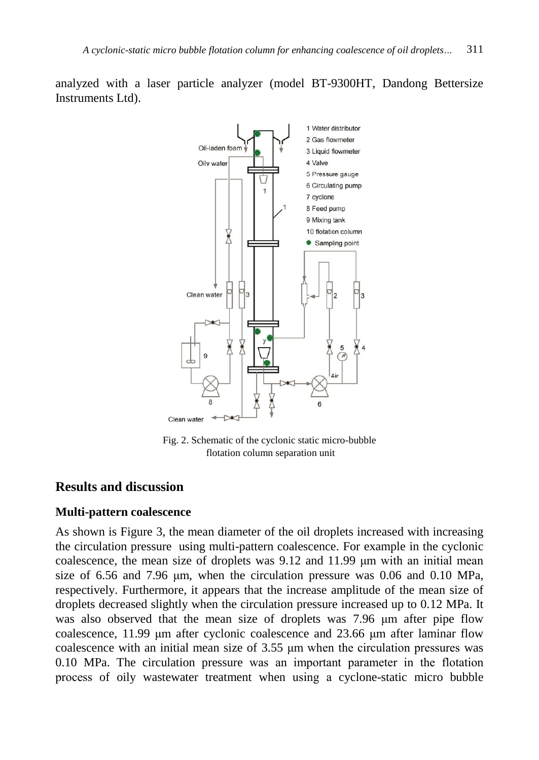analyzed with a laser particle analyzer (model BT-9300HT, Dandong Bettersize Instruments Ltd).

1 Water distributor
2 Gas flowmeter
3 Liquid flowmeter
4 Valve
5 Pressure gauge
6 Circulating pump
7 cyclone
8 Feed pump
9 Mixing tank
10 flotation column
Sampling point

Oil-laden foam
Oily water
Clean water
Air
Clean water

Fig. 2. Schematic of the cyclonic static micro-bubble flotation column separation unit

## Results and discussion

### Multi-pattern coalescence

As shown is Figure 3, the mean diameter of the oil droplets increased with increasing the circulation pressure using multi-pattern coalescence. For example in the cyclonic coalescence, the mean size of droplets was 9.12 and 11.99 μm with an initial mean size of 6.56 and 7.96 μm, when the circulation pressure was 0.06 and 0.10 MPa, respectively. Furthermore, it appears that the increase amplitude of the mean size of droplets decreased slightly when the circulation pressure increased up to 0.12 MPa. It was also observed that the mean size of droplets was 7.96 μm after pipe flow coalescence, 11.99 μm after cyclonic coalescence and 23.66 μm after laminar flow coalescence with an initial mean size of 3.55 μm when the circulation pressures was 0.10 MPa. The circulation pressure was an important parameter in the flotation process of oily wastewater treatment when using a cyclone-static micro bubble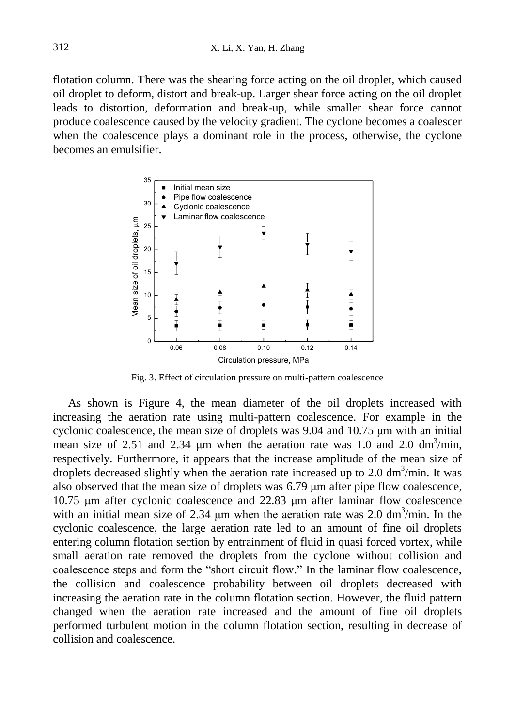flotation column. There was the shearing force acting on the oil droplet, which caused oil droplet to deform, distort and break-up. Larger shear force acting on the oil droplet leads to distortion, deformation and break-up, while smaller shear force cannot produce coalescence caused by the velocity gradient. The cyclone becomes a coalescer when the coalescence plays a dominant role in the process, otherwise, the cyclone becomes an emulsifier.

Mean size of oil droplets, μm

0
5
10
15
20
25
30
35

Initial mean size
Pipe flow coalescence
Cyclonic coalescence
Laminar flow coalescence

0.06
0.08
0.10
0.12
0.14

Circulation pressure, MPa

Fig. 3. Effect of circulation pressure on multi-pattern coalescence

As shown is Figure 4, the mean diameter of the oil droplets increased with increasing the aeration rate using multi-pattern coalescence. For example in the cyclonic coalescence, the mean size of droplets was 9.04 and 10.75 μm with an initial mean size of 2.51 and 2.34 μm when the aeration rate was 1.0 and 2.0 $dm^3$/min, respectively. Furthermore, it appears that the increase amplitude of the mean size of droplets decreased slightly when the aeration rate increased up to 2.0 $dm^3$/min. It was also observed that the mean size of droplets was 6.79 μm after pipe flow coalescence, 10.75 μm after cyclonic coalescence and 22.83 μm after laminar flow coalescence with an initial mean size of 2.34 μm when the aeration rate was 2.0 $dm^3$/min. In the cyclonic coalescence, the large aeration rate led to an amount of fine oil droplets entering column flotation section by entrainment of fluid in quasi forced vortex, while small aeration rate removed the droplets from the cyclone without collision and coalescence steps and form the "short circuit flow." In the laminar flow coalescence, the collision and coalescence probability between oil droplets decreased with increasing the aeration rate in the column flotation section. However, the fluid pattern changed when the aeration rate increased and the amount of fine oil droplets performed turbulent motion in the column flotation section, resulting in decrease of collision and coalescence.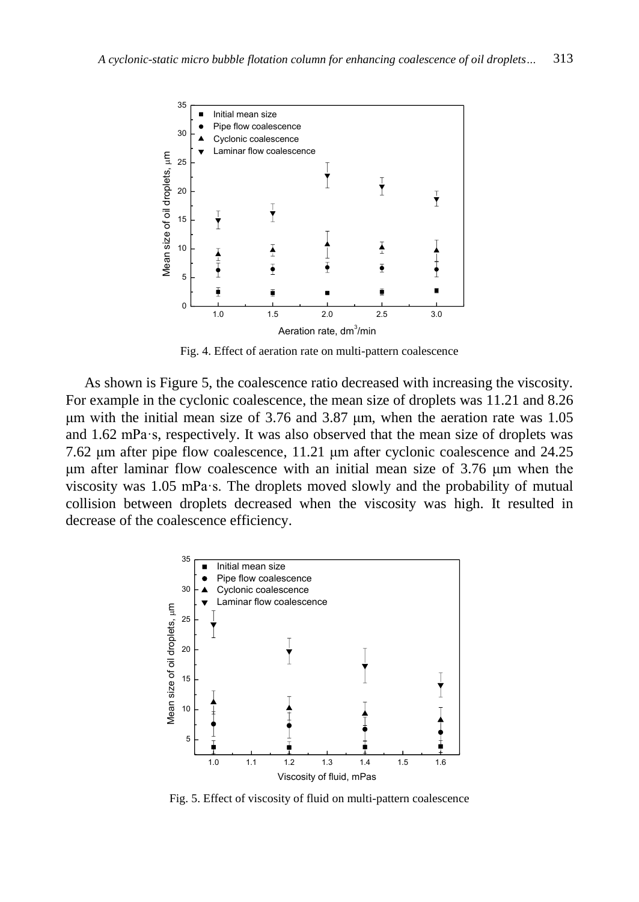Initial mean size
Pipe flow coalescence
Cyclonic coalescence
Laminar flow coalescence

Mean size of oil droplets, μm

0
5
10
15
20
25
30
35

1.0
1.5
2.0
2.5
3.0

Aeration rate, $dm^3$/min

Fig. 4. Effect of aeration rate on multi-pattern coalescence

As shown is Figure 5, the coalescence ratio decreased with increasing the viscosity. For example in the cyclonic coalescence, the mean size of droplets was 11.21 and 8.26 μm with the initial mean size of 3.76 and 3.87 μm, when the aeration rate was 1.05 and 1.62 mPa·s, respectively. It was also observed that the mean size of droplets was 7.62 μm after pipe flow coalescence, 11.21 μm after cyclonic coalescence and 24.25 μm after laminar flow coalescence with an initial mean size of 3.76 μm when the viscosity was 1.05 mPa·s. The droplets moved slowly and the probability of mutual collision between droplets decreased when the viscosity was high. It resulted in decrease of the coalescence efficiency.

Initial mean size
Pipe flow coalescence
Cyclonic coalescence
Laminar flow coalescence

Mean size of oil droplets, μm

5
10
15
20
25
30
35

1.0
1.1
1.2
1.3
1.4
1.5
1.6

Viscosity of fluid, mPas

Fig. 5. Effect of viscosity of fluid on multi-pattern coalescence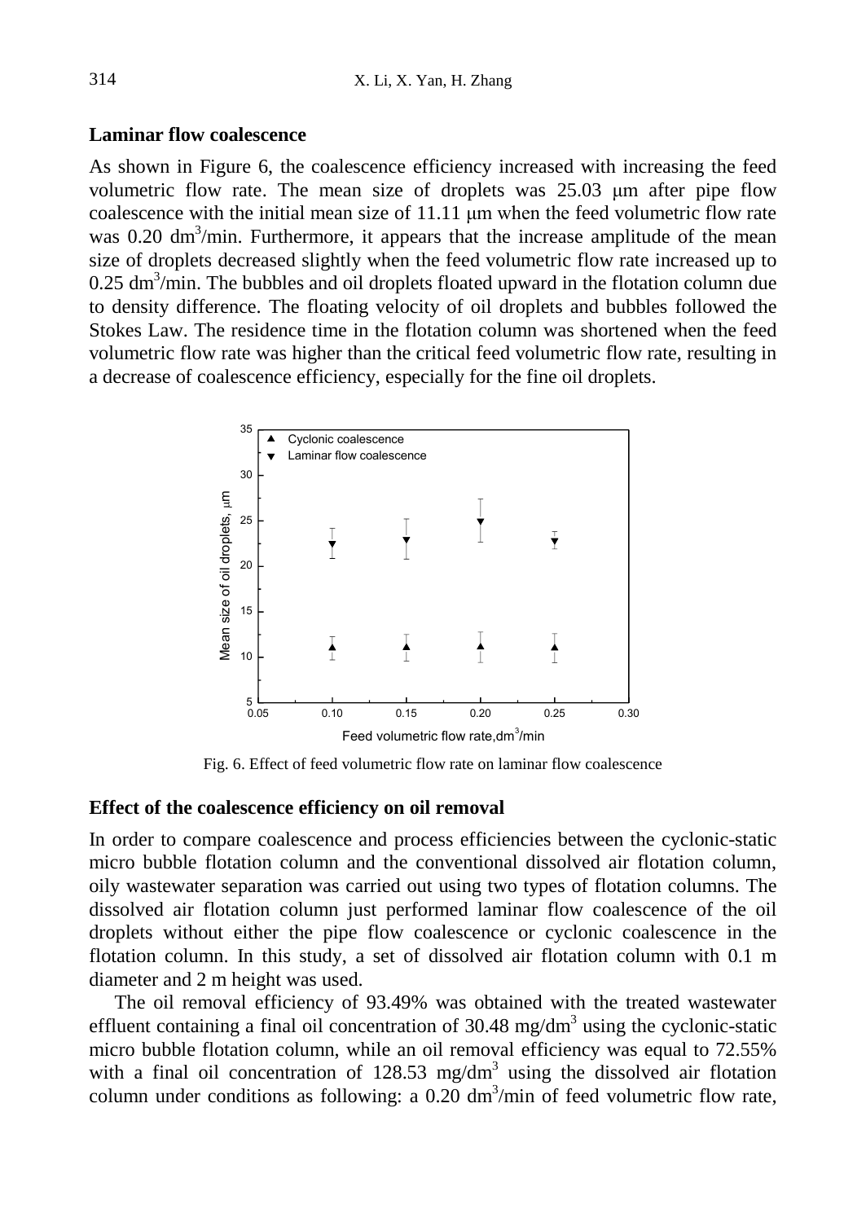## Laminar flow coalescence

As shown in Figure 6, the coalescence efficiency increased with increasing the feed volumetric flow rate. The mean size of droplets was 25.03 μm after pipe flow coalescence with the initial mean size of 11.11 μm when the feed volumetric flow rate was 0.20 $dm^3$/min. Furthermore, it appears that the increase amplitude of the mean size of droplets decreased slightly when the feed volumetric flow rate increased up to 0.25 $dm^3$/min. The bubbles and oil droplets floated upward in the flotation column due to density difference. The floating velocity of oil droplets and bubbles followed the Stokes Law. The residence time in the flotation column was shortened when the feed volumetric flow rate was higher than the critical feed volumetric flow rate, resulting in a decrease of coalescence efficiency, especially for the fine oil droplets.

Cyclonic coalescence
Laminar flow coalescence
Mean size of oil droplets, μm
35
30
25
20
15
10
5
0.05
0.10
0.15
0.20
0.25
0.30
Feed volumetric flow rate,$dm^3$/min

Fig. 6. Effect of feed volumetric flow rate on laminar flow coalescence

## Effect of the coalescence efficiency on oil removal

In order to compare coalescence and process efficiencies between the cyclonic-static micro bubble flotation column and the conventional dissolved air flotation column, oily wastewater separation was carried out using two types of flotation columns. The dissolved air flotation column just performed laminar flow coalescence of the oil droplets without either the pipe flow coalescence or cyclonic coalescence in the flotation column. In this study, a set of dissolved air flotation column with 0.1 m diameter and 2 m height was used.

The oil removal efficiency of 93.49% was obtained with the treated wastewater effluent containing a final oil concentration of 30.48 $mg/dm^3$ using the cyclonic-static micro bubble flotation column, while an oil removal efficiency was equal to 72.55% with a final oil concentration of 128.53 $mg/dm^3$ using the dissolved air flotation column under conditions as following: a 0.20 $dm^3$/min of feed volumetric flow rate,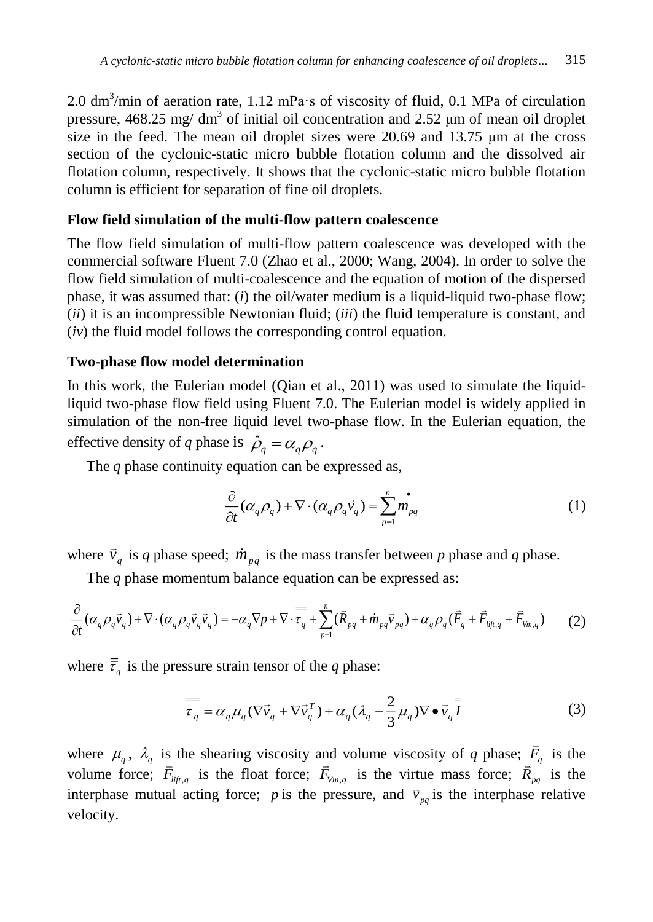2.0 $dm^3$/min of aeration rate, 1.12 mPa·s of viscosity of fluid, 0.1 MPa of circulation pressure, 468.25 mg/ $dm^3$ of initial oil concentration and 2.52 μm of mean oil droplet size in the feed. The mean oil droplet sizes were 20.69 and 13.75 μm at the cross section of the cyclonic-static micro bubble flotation column and the dissolved air flotation column, respectively. It shows that the cyclonic-static micro bubble flotation column is efficient for separation of fine oil droplets.

### Flow field simulation of the multi-flow pattern coalescence

The flow field simulation of multi-flow pattern coalescence was developed with the commercial software Fluent 7.0 (Zhao et al., 2000; Wang, 2004). In order to solve the flow field simulation of multi-coalescence and the equation of motion of the dispersed phase, it was assumed that: (*i*) the oil/water medium is a liquid-liquid two-phase flow; (*ii*) it is an incompressible Newtonian fluid; (*iii*) the fluid temperature is constant, and (*iv*) the fluid model follows the corresponding control equation.

### Two-phase flow model determination

In this work, the Eulerian model (Qian et al., 2011) was used to simulate the liquid-liquid two-phase flow field using Fluent 7.0. The Eulerian model is widely applied in simulation of the non-free liquid level two-phase flow. In the Eulerian equation, the effective density of *q* phase is $\hat{\rho}_q = \alpha_q \rho_q$.

The *q* phase continuity equation can be expressed as,

$$\frac{\partial}{\partial t}(\alpha_q \rho_q) + \nabla \cdot (\alpha_q \rho_q v_q) = \sum_{p=1}^{n} \dot{m}_{pq} \tag{1}$$

where $\vec{v}_q$ is *q* phase speed; $\dot{m}_{pq}$ is the mass transfer between *p* phase and *q* phase.

The *q* phase momentum balance equation can be expressed as:

$$\frac{\partial}{\partial t}(\alpha_q \rho_q \vec{v}_q) + \nabla \cdot (\alpha_q \rho_q \vec{v}_q \vec{v}_q) = -\alpha_q \nabla p + \nabla \cdot \overline{\overline{\tau}}_q + \sum_{p=1}^{n} (\vec{R}_{pq} + \dot{m}_{pq} \vec{v}_{pq}) + \alpha_q \rho_q (\vec{F}_q + \vec{F}_{lift,q} + \vec{F}_{Vm,q}) \tag{2}$$

where $\overline{\overline{\tau}}_q$ is the pressure strain tensor of the *q* phase:

$$\overline{\overline{\tau}}_q = \alpha_q \mu_q (\nabla \vec{v}_q + \nabla \vec{v}_q^{\,T}) + \alpha_q (\lambda_q - \frac{2}{3}\mu_q) \nabla \bullet \vec{v}_q \overline{\overline{I}} \tag{3}$$

where $\mu_q$, $\lambda_q$ is the shearing viscosity and volume viscosity of *q* phase; $\vec{F}_q$ is the volume force; $\vec{F}_{lift,q}$ is the float force; $\vec{F}_{Vm,q}$ is the virtue mass force; $\vec{R}_{pq}$ is the interphase mutual acting force; $p$ is the pressure, and $\vec{v}_{pq}$ is the interphase relative velocity.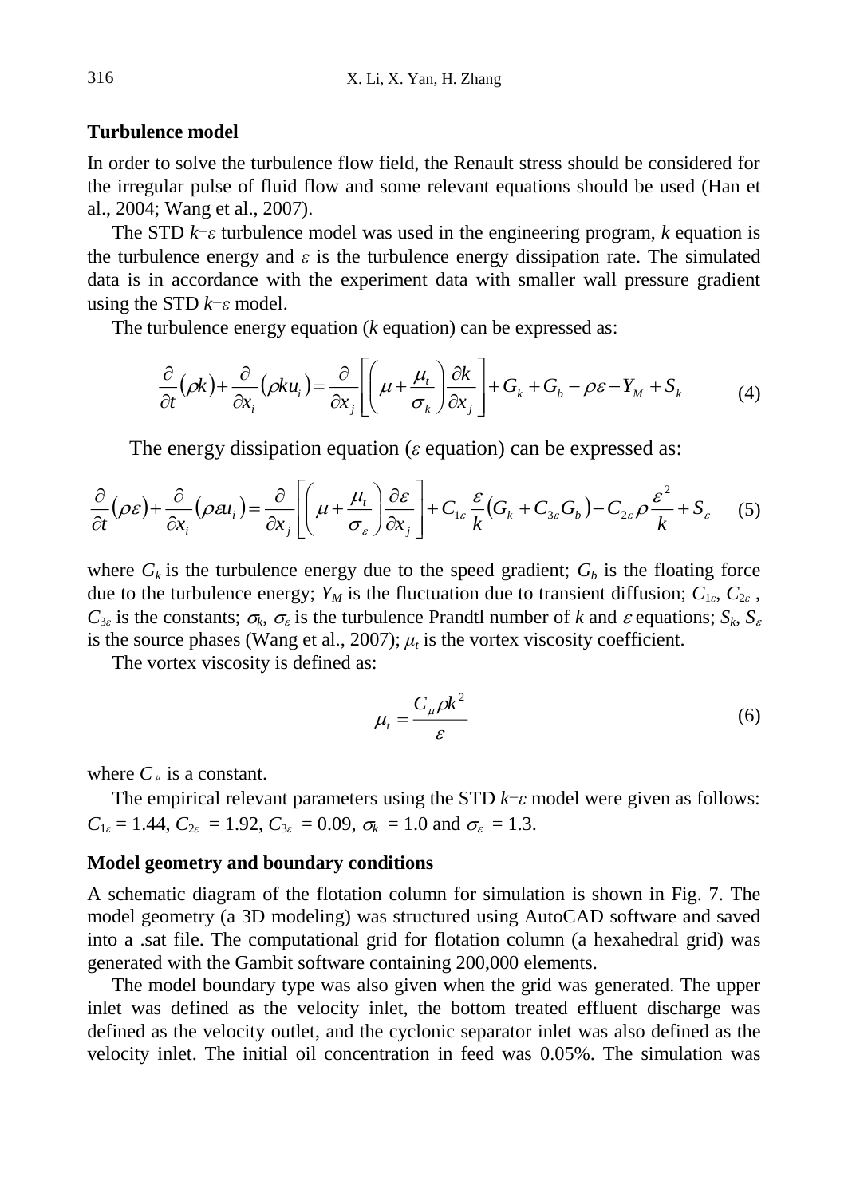### Turbulence model

In order to solve the turbulence flow field, the Renault stress should be considered for the irregular pulse of fluid flow and some relevant equations should be used (Han et al., 2004; Wang et al., 2007).

The STD $k-\varepsilon$ turbulence model was used in the engineering program, $k$ equation is the turbulence energy and $\varepsilon$ is the turbulence energy dissipation rate. The simulated data is in accordance with the experiment data with smaller wall pressure gradient using the STD $k-\varepsilon$ model.

The turbulence energy equation ($k$ equation) can be expressed as:

$$\frac{\partial}{\partial t}(\rho k)+\frac{\partial}{\partial x_i}(\rho k u_i)=\frac{\partial}{\partial x_j}\left[\left(\mu+\frac{\mu_t}{\sigma_k}\right)\frac{\partial k}{\partial x_j}\right]+G_k+G_b-\rho\varepsilon-Y_M+S_k \tag{4}$$

The energy dissipation equation ($\varepsilon$ equation) can be expressed as:

$$\frac{\partial}{\partial t}(\rho\varepsilon)+\frac{\partial}{\partial x_i}(\rho\varepsilon u_i)=\frac{\partial}{\partial x_j}\left[\left(\mu+\frac{\mu_t}{\sigma_\varepsilon}\right)\frac{\partial \varepsilon}{\partial x_j}\right]+C_{1\varepsilon}\frac{\varepsilon}{k}\left(G_k+C_{3\varepsilon}G_b\right)-C_{2\varepsilon}\rho\frac{\varepsilon^2}{k}+S_\varepsilon \tag{5}$$

where $G_k$ is the turbulence energy due to the speed gradient; $G_b$ is the floating force due to the turbulence energy; $Y_M$ is the fluctuation due to transient diffusion; $C_{1\varepsilon}$, $C_{2\varepsilon}$, $C_{3\varepsilon}$ is the constants; $\sigma_k$, $\sigma_\varepsilon$ is the turbulence Prandtl number of $k$ and $\varepsilon$ equations; $S_k$, $S_\varepsilon$ is the source phases (Wang et al., 2007); $\mu_t$ is the vortex viscosity coefficient.

The vortex viscosity is defined as:

$$\mu_t=\frac{C_\mu \rho k^2}{\varepsilon} \tag{6}$$

where $C_\mu$ is a constant.

The empirical relevant parameters using the STD $k-\varepsilon$ model were given as follows: $C_{1\varepsilon} = 1.44$, $C_{2\varepsilon} = 1.92$, $C_{3\varepsilon} = 0.09$, $\sigma_k = 1.0$ and $\sigma_\varepsilon = 1.3$.

### Model geometry and boundary conditions

A schematic diagram of the flotation column for simulation is shown in Fig. 7. The model geometry (a 3D modeling) was structured using AutoCAD software and saved into a .sat file. The computational grid for flotation column (a hexahedral grid) was generated with the Gambit software containing 200,000 elements.

The model boundary type was also given when the grid was generated. The upper inlet was defined as the velocity inlet, the bottom treated effluent discharge was defined as the velocity outlet, and the cyclonic separator inlet was also defined as the velocity inlet. The initial oil concentration in feed was 0.05%. The simulation was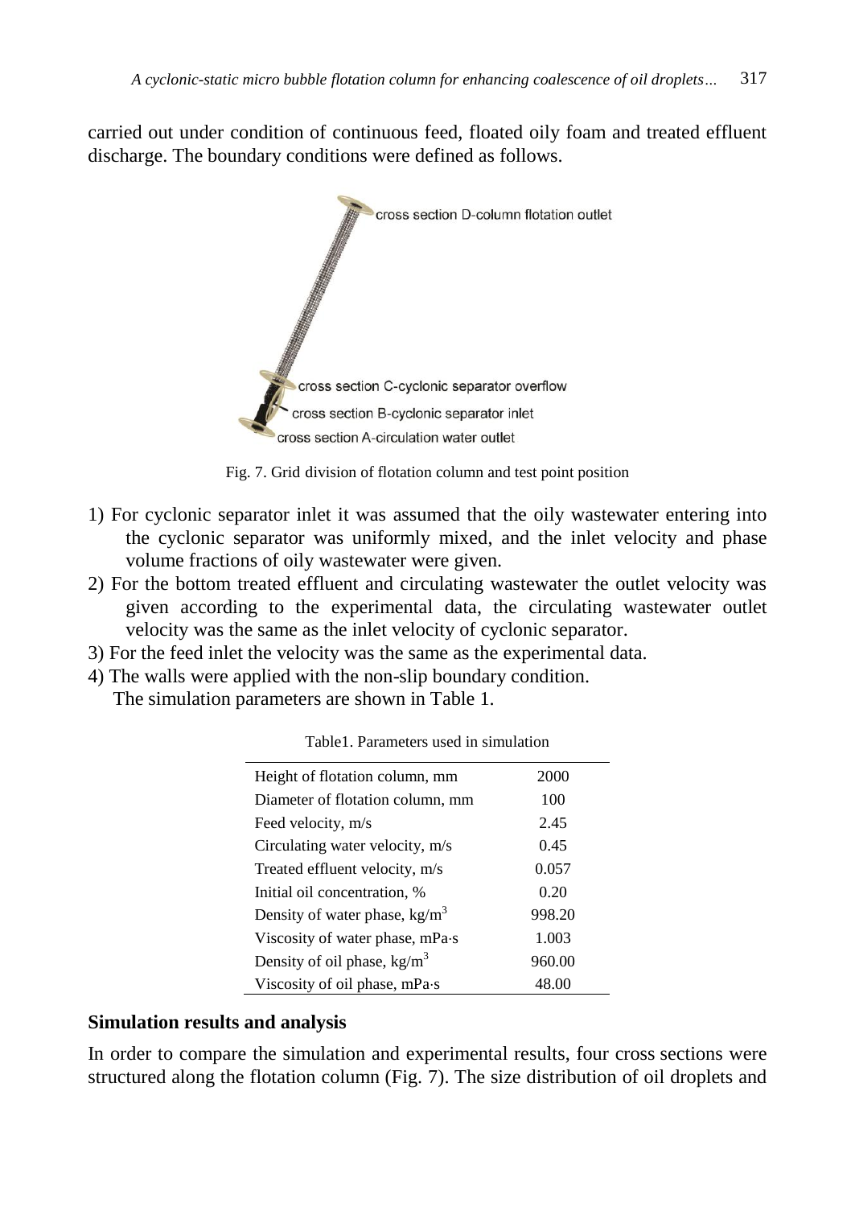carried out under condition of continuous feed, floated oily foam and treated effluent discharge. The boundary conditions were defined as follows.

cross section D-column flotation outlet

cross section C-cyclonic separator overflow

cross section B-cyclonic separator inlet

cross section A-circulation water outlet

Fig. 7. Grid division of flotation column and test point position

1) For cyclonic separator inlet it was assumed that the oily wastewater entering into the cyclonic separator was uniformly mixed, and the inlet velocity and phase volume fractions of oily wastewater were given.
2) For the bottom treated effluent and circulating wastewater the outlet velocity was given according to the experimental data, the circulating wastewater outlet velocity was the same as the inlet velocity of cyclonic separator.
3) For the feed inlet the velocity was the same as the experimental data.
4) The walls were applied with the non-slip boundary condition.

The simulation parameters are shown in Table 1.

Table1. Parameters used in simulation

| | |
|---|---|
| Height of flotation column, mm | 2000 |
| Diameter of flotation column, mm | 100 |
| Feed velocity, m/s | 2.45 |
| Circulating water velocity, m/s | 0.45 |
| Treated effluent velocity, m/s | 0.057 |
| Initial oil concentration, % | 0.20 |
| Density of water phase, $kg/m^3$ | 998.20 |
| Viscosity of water phase, mPa·s | 1.003 |
| Density of oil phase, $kg/m^3$ | 960.00 |
| Viscosity of oil phase, mPa·s | 48.00 |

## Simulation results and analysis

In order to compare the simulation and experimental results, four cross sections were structured along the flotation column (Fig. 7). The size distribution of oil droplets and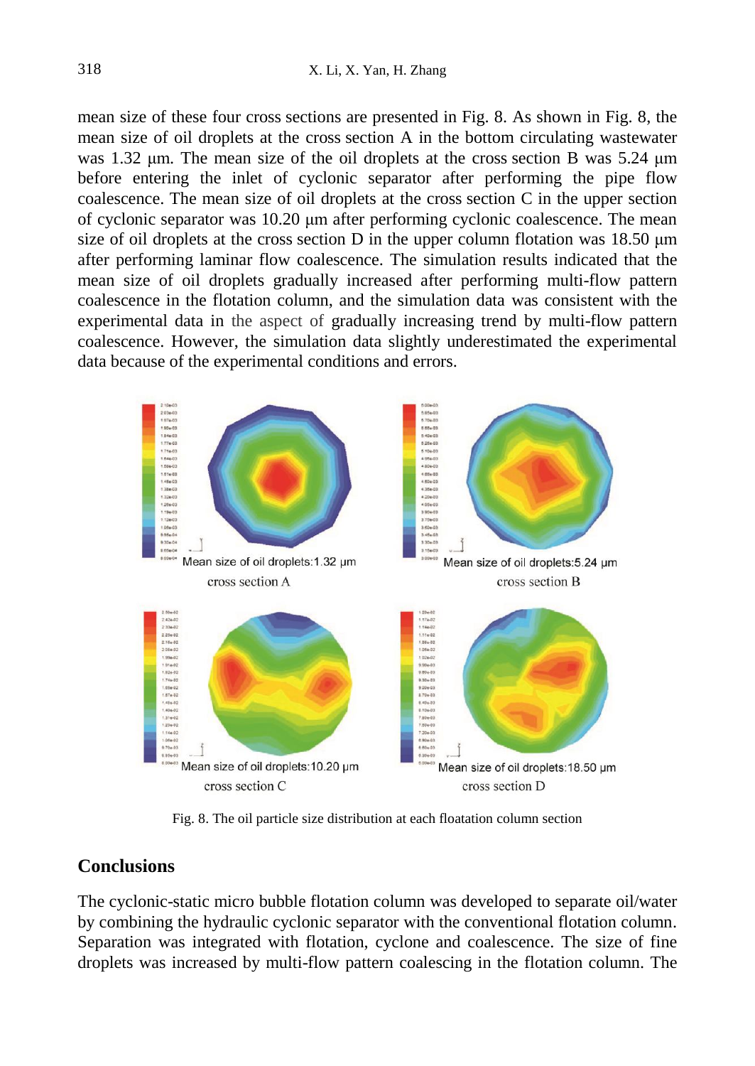mean size of these four cross sections are presented in Fig. 8. As shown in Fig. 8, the mean size of oil droplets at the cross section A in the bottom circulating wastewater was 1.32 μm. The mean size of the oil droplets at the cross section B was 5.24 μm before entering the inlet of cyclonic separator after performing the pipe flow coalescence. The mean size of oil droplets at the cross section C in the upper section of cyclonic separator was 10.20 μm after performing cyclonic coalescence. The mean size of oil droplets at the cross section D in the upper column flotation was 18.50 μm after performing laminar flow coalescence. The simulation results indicated that the mean size of oil droplets gradually increased after performing multi-flow pattern coalescence in the flotation column, and the simulation data was consistent with the experimental data in the aspect of gradually increasing trend by multi-flow pattern coalescence. However, the simulation data slightly underestimated the experimental data because of the experimental conditions and errors.

Mean size of oil droplets:1.32 μm

cross section A

Mean size of oil droplets:5.24 μm

cross section B

Mean size of oil droplets:10.20 μm

cross section C

Mean size of oil droplets:18.50 μm

cross section D

Fig. 8. The oil particle size distribution at each floatation column section

## Conclusions

The cyclonic-static micro bubble flotation column was developed to separate oil/water by combining the hydraulic cyclonic separator with the conventional flotation column. Separation was integrated with flotation, cyclone and coalescence. The size of fine droplets was increased by multi-flow pattern coalescing in the flotation column. The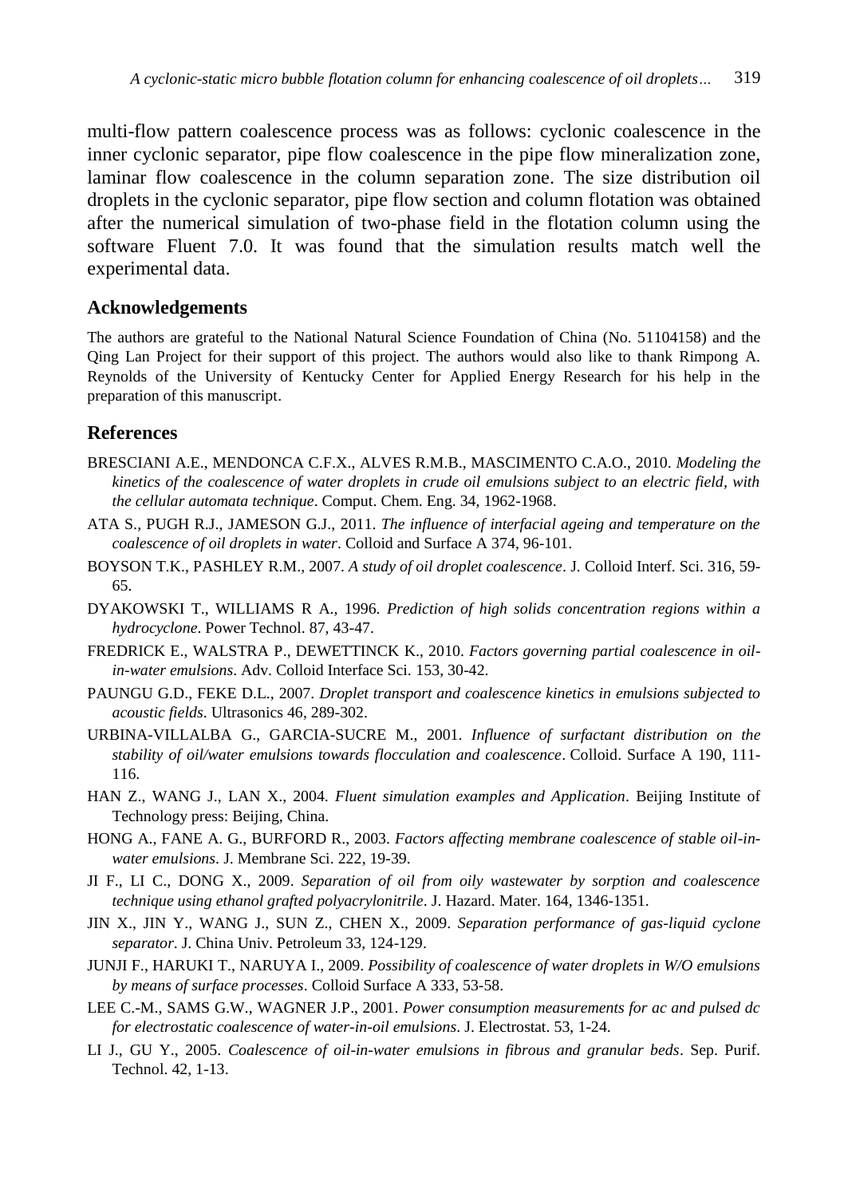multi-flow pattern coalescence process was as follows: cyclonic coalescence in the inner cyclonic separator, pipe flow coalescence in the pipe flow mineralization zone, laminar flow coalescence in the column separation zone. The size distribution oil droplets in the cyclonic separator, pipe flow section and column flotation was obtained after the numerical simulation of two-phase field in the flotation column using the software Fluent 7.0. It was found that the simulation results match well the experimental data.

## Acknowledgements

The authors are grateful to the National Natural Science Foundation of China (No. 51104158) and the Qing Lan Project for their support of this project. The authors would also like to thank Rimpong A. Reynolds of the University of Kentucky Center for Applied Energy Research for his help in the preparation of this manuscript.

## References

BRESCIANI A.E., MENDONCA C.F.X., ALVES R.M.B., MASCIMENTO C.A.O., 2010. *Modeling the kinetics of the coalescence of water droplets in crude oil emulsions subject to an electric field, with the cellular automata technique*. Comput. Chem. Eng. 34, 1962-1968.

ATA S., PUGH R.J., JAMESON G.J., 2011. *The influence of interfacial ageing and temperature on the coalescence of oil droplets in water*. Colloid and Surface A 374, 96-101.

BOYSON T.K., PASHLEY R.M., 2007. *A study of oil droplet coalescence*. J. Colloid Interf. Sci. 316, 59-65.

DYAKOWSKI T., WILLIAMS R A., 1996. *Prediction of high solids concentration regions within a hydrocyclone*. Power Technol. 87, 43-47.

FREDRICK E., WALSTRA P., DEWETTINCK K., 2010. *Factors governing partial coalescence in oil-in-water emulsions*. Adv. Colloid Interface Sci. 153, 30-42.

PAUNGU G.D., FEKE D.L., 2007. *Droplet transport and coalescence kinetics in emulsions subjected to acoustic fields*. Ultrasonics 46, 289-302.

URBINA-VILLALBA G., GARCIA-SUCRE M., 2001. *Influence of surfactant distribution on the stability of oil/water emulsions towards flocculation and coalescence*. Colloid. Surface A 190, 111-116.

HAN Z., WANG J., LAN X., 2004. *Fluent simulation examples and Application*. Beijing Institute of Technology press: Beijing, China.

HONG A., FANE A. G., BURFORD R., 2003. *Factors affecting membrane coalescence of stable oil-in-water emulsions*. J. Membrane Sci. 222, 19-39.

JI F., LI C., DONG X., 2009. *Separation of oil from oily wastewater by sorption and coalescence technique using ethanol grafted polyacrylonitrile*. J. Hazard. Mater. 164, 1346-1351.

JIN X., JIN Y., WANG J., SUN Z., CHEN X., 2009. *Separation performance of gas-liquid cyclone separator*. J. China Univ. Petroleum 33, 124-129.

JUNJI F., HARUKI T., NARUYA I., 2009. *Possibility of coalescence of water droplets in W/O emulsions by means of surface processes*. Colloid Surface A 333, 53-58.

LEE C.-M., SAMS G.W., WAGNER J.P., 2001. *Power consumption measurements for ac and pulsed dc for electrostatic coalescence of water-in-oil emulsions*. J. Electrostat. 53, 1-24.

LI J., GU Y., 2005. *Coalescence of oil-in-water emulsions in fibrous and granular beds*. Sep. Purif. Technol. 42, 1-13.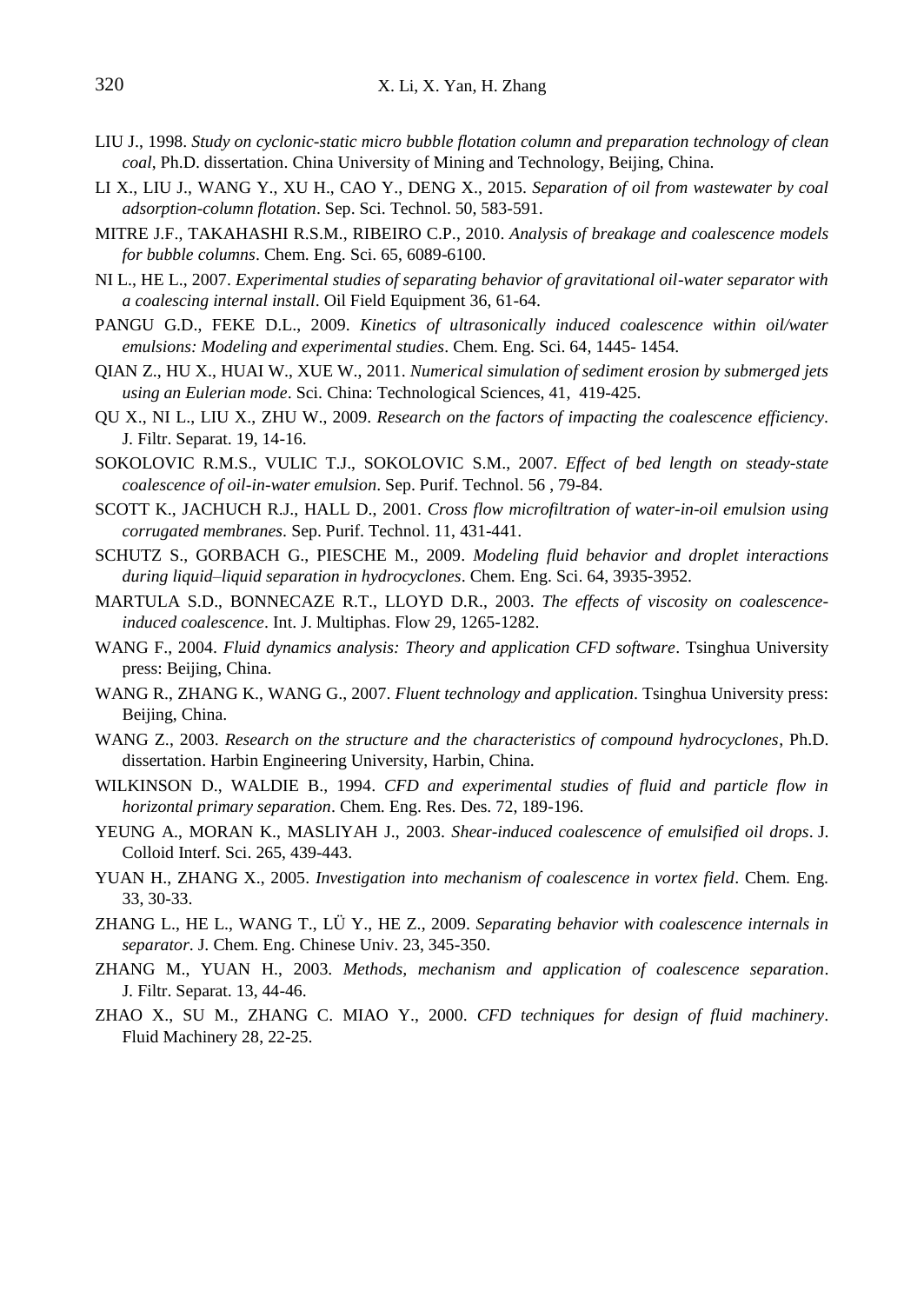LIU J., 1998. *Study on cyclonic-static micro bubble flotation column and preparation technology of clean coal*, Ph.D. dissertation. China University of Mining and Technology, Beijing, China.

LI X., LIU J., WANG Y., XU H., CAO Y., DENG X., 2015. *Separation of oil from wastewater by coal adsorption-column flotation*. Sep. Sci. Technol. 50, 583-591.

MITRE J.F., TAKAHASHI R.S.M., RIBEIRO C.P., 2010. *Analysis of breakage and coalescence models for bubble columns*. Chem. Eng. Sci. 65, 6089-6100.

NI L., HE L., 2007. *Experimental studies of separating behavior of gravitational oil-water separator with a coalescing internal install*. Oil Field Equipment 36, 61-64.

PANGU G.D., FEKE D.L., 2009. *Kinetics of ultrasonically induced coalescence within oil/water emulsions: Modeling and experimental studies*. Chem. Eng. Sci. 64, 1445- 1454.

QIAN Z., HU X., HUAI W., XUE W., 2011. *Numerical simulation of sediment erosion by submerged jets using an Eulerian mode*. Sci. China: Technological Sciences, 41, 419-425.

QU X., NI L., LIU X., ZHU W., 2009. *Research on the factors of impacting the coalescence efficiency*. J. Filtr. Separat. 19, 14-16.

SOKOLOVIC R.M.S., VULIC T.J., SOKOLOVIC S.M., 2007. *Effect of bed length on steady-state coalescence of oil-in-water emulsion*. Sep. Purif. Technol. 56 , 79-84.

SCOTT K., JACHUCH R.J., HALL D., 2001. *Cross flow microfiltration of water-in-oil emulsion using corrugated membranes*. Sep. Purif. Technol. 11, 431-441.

SCHUTZ S., GORBACH G., PIESCHE M., 2009. *Modeling fluid behavior and droplet interactions during liquid–liquid separation in hydrocyclones*. Chem. Eng. Sci. 64, 3935-3952.

MARTULA S.D., BONNECAZE R.T., LLOYD D.R., 2003. *The effects of viscosity on coalescence-induced coalescence*. Int. J. Multiphas. Flow 29, 1265-1282.

WANG F., 2004. *Fluid dynamics analysis: Theory and application CFD software*. Tsinghua University press: Beijing, China.

WANG R., ZHANG K., WANG G., 2007. *Fluent technology and application*. Tsinghua University press: Beijing, China.

WANG Z., 2003. *Research on the structure and the characteristics of compound hydrocyclones*, Ph.D. dissertation. Harbin Engineering University, Harbin, China.

WILKINSON D., WALDIE B., 1994. *CFD and experimental studies of fluid and particle flow in horizontal primary separation*. Chem. Eng. Res. Des. 72, 189-196.

YEUNG A., MORAN K., MASLIYAH J., 2003. *Shear-induced coalescence of emulsified oil drops*. J. Colloid Interf. Sci. 265, 439-443.

YUAN H., ZHANG X., 2005. *Investigation into mechanism of coalescence in vortex field*. Chem. Eng. 33, 30-33.

ZHANG L., HE L., WANG T., LÜ Y., HE Z., 2009. *Separating behavior with coalescence internals in separator*. J. Chem. Eng. Chinese Univ. 23, 345-350.

ZHANG M., YUAN H., 2003. *Methods, mechanism and application of coalescence separation*. J. Filtr. Separat. 13, 44-46.

ZHAO X., SU M., ZHANG C. MIAO Y., 2000. *CFD techniques for design of fluid machinery*. Fluid Machinery 28, 22-25.